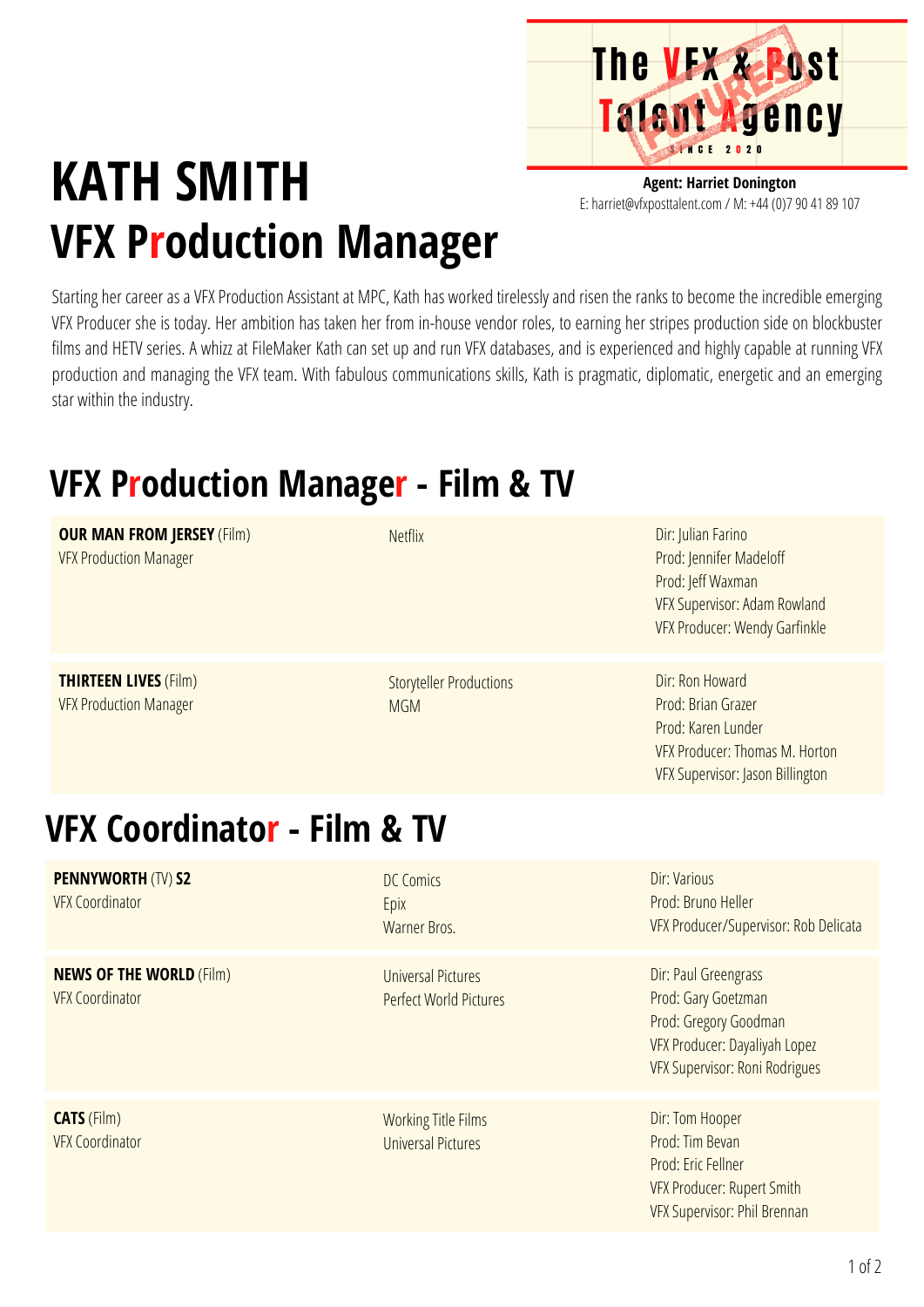The VFX & Post Talent Agency
SINCE 2020

**Agent: Harriet Donington**
E: harriet@vfxposttalent.com / M: +44 (0)7 90 41 89 107

# KATH SMITH
# VFX Production Manager

Starting her career as a VFX Production Assistant at MPC, Kath has worked tirelessly and risen the ranks to become the incredible emerging VFX Producer she is today. Her ambition has taken her from in-house vendor roles, to earning her stripes production side on blockbuster films and HETV series. A whizz at FileMaker Kath can set up and run VFX databases, and is experienced and highly capable at running VFX production and managing the VFX team. With fabulous communications skills, Kath is pragmatic, diplomatic, energetic and an emerging star within the industry.

## VFX Production Manager - Film & TV

| | | |
|---|---|---|
| **OUR MAN FROM JERSEY** (Film)<br>VFX Production Manager | Netflix | Dir: Julian Farino<br>Prod: Jennifer Madeloff<br>Prod: Jeff Waxman<br>VFX Supervisor: Adam Rowland<br>VFX Producer: Wendy Garfinkle |
| **THIRTEEN LIVES** (Film)<br>VFX Production Manager | Storyteller Productions<br>MGM | Dir: Ron Howard<br>Prod: Brian Grazer<br>Prod: Karen Lunder<br>VFX Producer: Thomas M. Horton<br>VFX Supervisor: Jason Billington |

## VFX Coordinator - Film & TV

| | | |
|---|---|---|
| **PENNYWORTH** (TV) **S2**<br>VFX Coordinator | DC Comics<br>Epix<br>Warner Bros. | Dir: Various<br>Prod: Bruno Heller<br>VFX Producer/Supervisor: Rob Delicata |
| **NEWS OF THE WORLD** (Film)<br>VFX Coordinator | Universal Pictures<br>Perfect World Pictures | Dir: Paul Greengrass<br>Prod: Gary Goetzman<br>Prod: Gregory Goodman<br>VFX Producer: Dayaliyah Lopez<br>VFX Supervisor: Roni Rodrigues |
| **CATS** (Film)<br>VFX Coordinator | Working Title Films<br>Universal Pictures | Dir: Tom Hooper<br>Prod: Tim Bevan<br>Prod: Eric Fellner<br>VFX Producer: Rupert Smith<br>VFX Supervisor: Phil Brennan |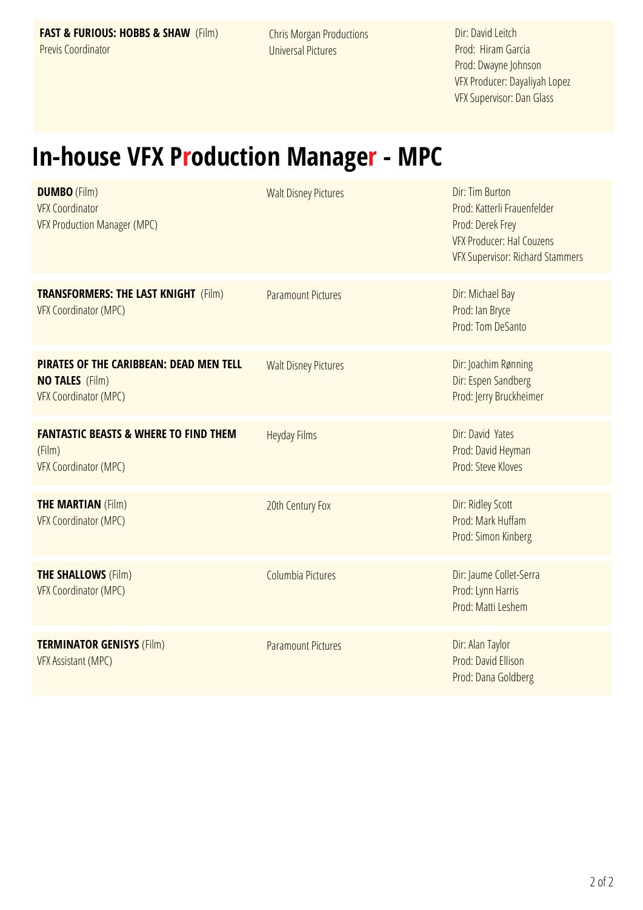| | | |
|---|---|---|
| **FAST & FURIOUS: HOBBS & SHAW** (Film)<br>Previs Coordinator | Chris Morgan Productions<br>Universal Pictures | Dir: David Leitch<br>Prod: Hiram Garcia<br>Prod: Dwayne Johnson<br>VFX Producer: Dayaliyah Lopez<br>VFX Supervisor: Dan Glass |

# In-house VFX Production Manager - MPC

| | | |
|---|---|---|
| **DUMBO** (Film)<br>VFX Coordinator<br>VFX Production Manager (MPC) | Walt Disney Pictures | Dir: Tim Burton<br>Prod: Katterli Frauenfelder<br>Prod: Derek Frey<br>VFX Producer: Hal Couzens<br>VFX Supervisor: Richard Stammers |
| **TRANSFORMERS: THE LAST KNIGHT** (Film)<br>VFX Coordinator (MPC) | Paramount Pictures | Dir: Michael Bay<br>Prod: Ian Bryce<br>Prod: Tom DeSanto |
| **PIRATES OF THE CARIBBEAN: DEAD MEN TELL NO TALES** (Film)<br>VFX Coordinator (MPC) | Walt Disney Pictures | Dir: Joachim Rønning<br>Dir: Espen Sandberg<br>Prod: Jerry Bruckheimer |
| **FANTASTIC BEASTS & WHERE TO FIND THEM** (Film)<br>VFX Coordinator (MPC) | Heyday Films | Dir: David Yates<br>Prod: David Heyman<br>Prod: Steve Kloves |
| **THE MARTIAN** (Film)<br>VFX Coordinator (MPC) | 20th Century Fox | Dir: Ridley Scott<br>Prod: Mark Huffam<br>Prod: Simon Kinberg |
| **THE SHALLOWS** (Film)<br>VFX Coordinator (MPC) | Columbia Pictures | Dir: Jaume Collet-Serra<br>Prod: Lynn Harris<br>Prod: Matti Leshem |
| **TERMINATOR GENISYS** (Film)<br>VFX Assistant (MPC) | Paramount Pictures | Dir: Alan Taylor<br>Prod: David Ellison<br>Prod: Dana Goldberg |